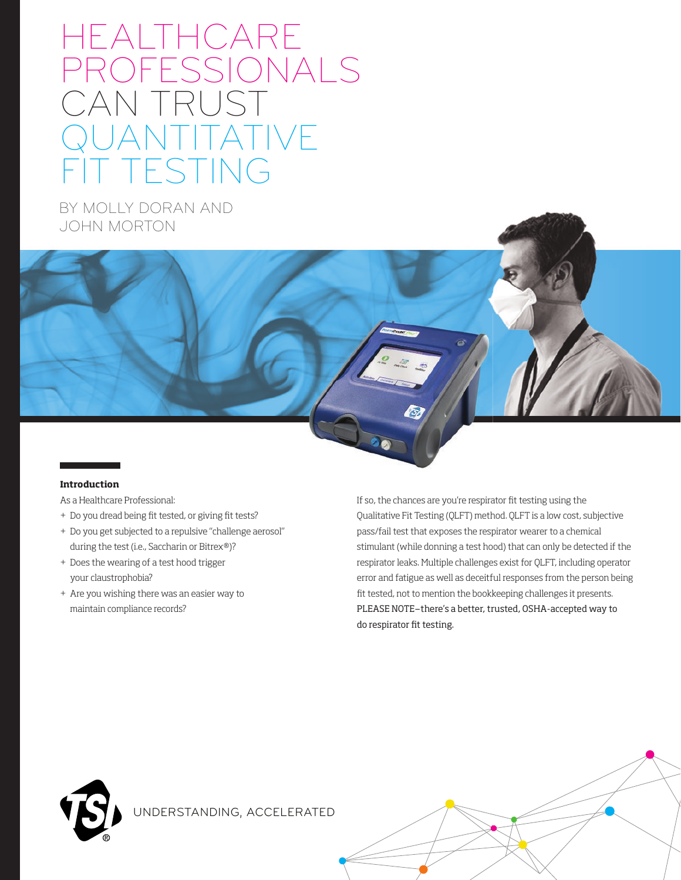# HEALTHCARE PROFESSIONALS CAN TRUST QUANTITATIVE FIT TESTING

BY MOLLY DORAN AND JOHN MORTON

### Introduction

As a Healthcare Professional:

+ Do you dread being fit tested, or giving fit tests?
+ Do you get subjected to a repulsive "challenge aerosol" during the test (i.e., Saccharin or Bitrex®)?
+ Does the wearing of a test hood trigger your claustrophobia?
+ Are you wishing there was an easier way to maintain compliance records?

If so, the chances are you're respirator fit testing using the Qualitative Fit Testing (QLFT) method. QLFT is a low cost, subjective pass/fail test that exposes the respirator wearer to a chemical stimulant (while donning a test hood) that can only be detected if the respirator leaks. Multiple challenges exist for QLFT, including operator error and fatigue as well as deceitful responses from the person being fit tested, not to mention the bookkeeping challenges it presents. PLEASE NOTE—there's a better, trusted, OSHA-accepted way to do respirator fit testing.

UNDERSTANDING, ACCELERATED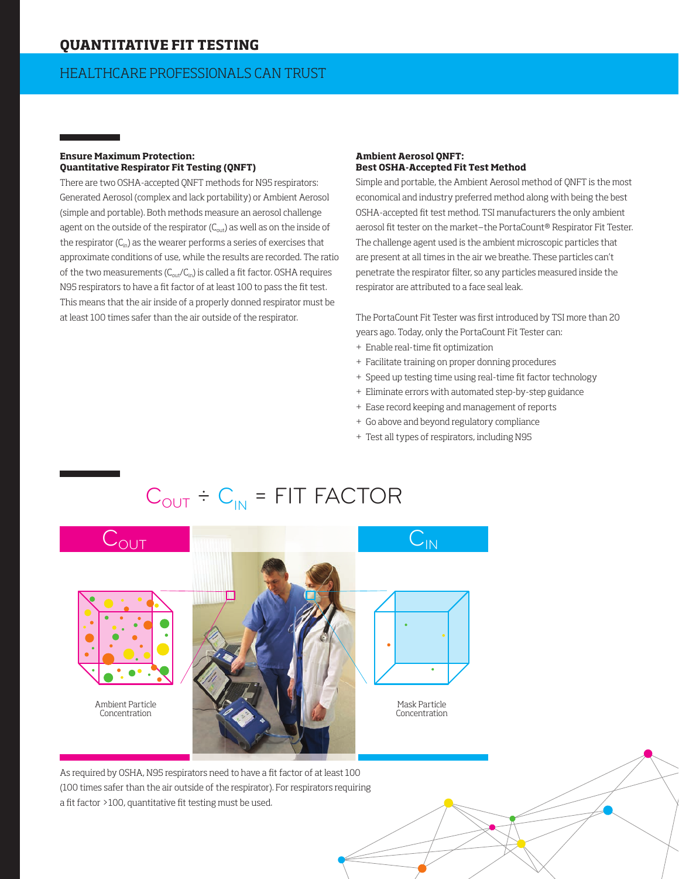# QUANTITATIVE FIT TESTING

## HEALTHCARE PROFESSIONALS CAN TRUST

**Ensure Maximum Protection:**
**Quantitative Respirator Fit Testing (QNFT)**

There are two OSHA-accepted QNFT methods for N95 respirators: Generated Aerosol (complex and lack portability) or Ambient Aerosol (simple and portable). Both methods measure an aerosol challenge agent on the outside of the respirator ($C_{out}$) as well as on the inside of the respirator ($C_{in}$) as the wearer performs a series of exercises that approximate conditions of use, while the results are recorded. The ratio of the two measurements ($C_{out}/C_{in}$) is called a fit factor. OSHA requires N95 respirators to have a fit factor of at least 100 to pass the fit test. This means that the air inside of a properly donned respirator must be at least 100 times safer than the air outside of the respirator.

**Ambient Aerosol QNFT:**
**Best OSHA-Accepted Fit Test Method**

Simple and portable, the Ambient Aerosol method of QNFT is the most economical and industry preferred method along with being the best OSHA-accepted fit test method. TSI manufacturers the only ambient aerosol fit tester on the market–the PortaCount® Respirator Fit Tester. The challenge agent used is the ambient microscopic particles that are present at all times in the air we breathe. These particles can't penetrate the respirator filter, so any particles measured inside the respirator are attributed to a face seal leak.

The PortaCount Fit Tester was first introduced by TSI more than 20 years ago. Today, only the PortaCount Fit Tester can:

+ Enable real-time fit optimization
+ Facilitate training on proper donning procedures
+ Speed up testing time using real-time fit factor technology
+ Eliminate errors with automated step-by-step guidance
+ Ease record keeping and management of reports
+ Go above and beyond regulatory compliance
+ Test all types of respirators, including N95

$$C_{OUT} \div C_{IN} = \text{FIT FACTOR}$$

$C_{OUT}$ — Ambient Particle Concentration

$C_{IN}$ — Mask Particle Concentration

As required by OSHA, N95 respirators need to have a fit factor of at least 100 (100 times safer than the air outside of the respirator). For respirators requiring a fit factor >100, quantitative fit testing must be used.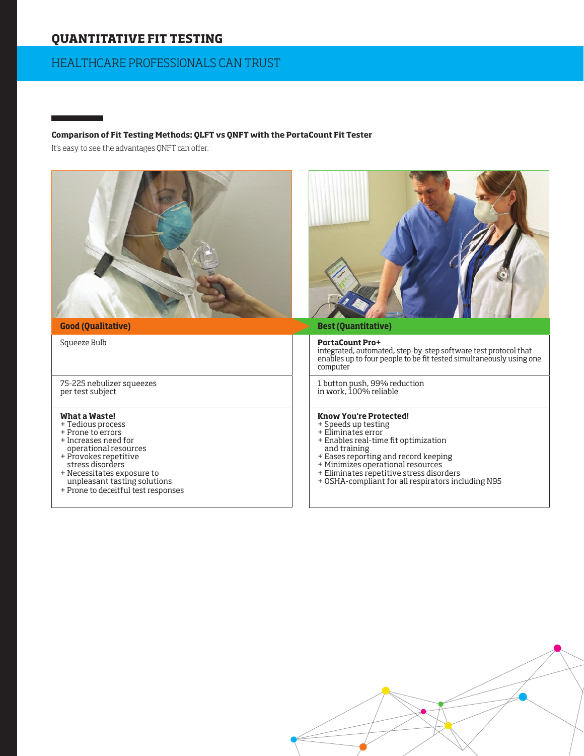# QUANTITATIVE FIT TESTING

## HEALTHCARE PROFESSIONALS CAN TRUST

**Comparison of Fit Testing Methods: QLFT vs QNFT with the PortaCount Fit Tester**

It's easy to see the advantages QNFT can offer.

| Good (Qualitative) | Best (Quantitative) |
|---|---|
| Squeeze Bulb | **PortaCount Pro+**<br>integrated, automated, step-by-step software test protocol that enables up to four people to be fit tested simultaneously using one computer |
| 75-225 nebulizer squeezes per test subject | 1 button push, 99% reduction in work, 100% reliable |
| **What a Waste!**<br>+ Tedious process<br>+ Prone to errors<br>+ Increases need for operational resources<br>+ Provokes repetitive stress disorders<br>+ Necessitates exposure to unpleasant tasting solutions<br>+ Prone to deceitful test responses | **Know You're Protected!**<br>+ Speeds up testing<br>+ Eliminates error<br>+ Enables real-time fit optimization and training<br>+ Eases reporting and record keeping<br>+ Minimizes operational resources<br>+ Eliminates repetitive stress disorders<br>+ OSHA-compliant for all respirators including N95 |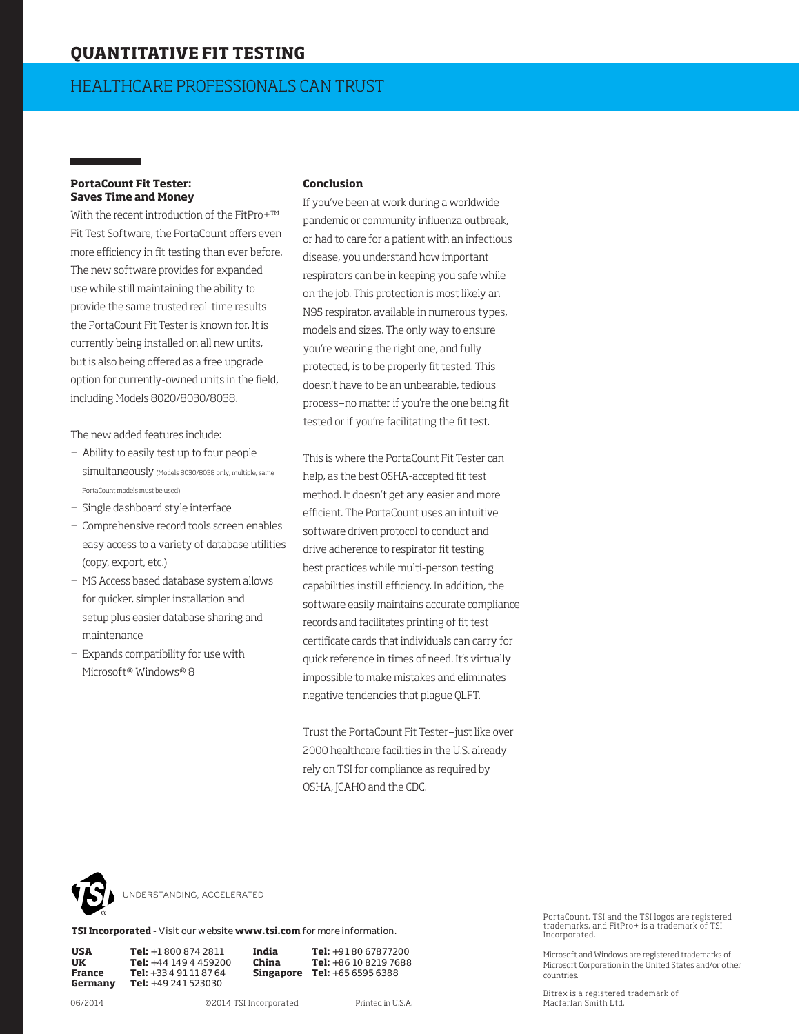# QUANTITATIVE FIT TESTING

## HEALTHCARE PROFESSIONALS CAN TRUST

**PortaCount Fit Tester: Saves Time and Money**

With the recent introduction of the FitPro+™ Fit Test Software, the PortaCount offers even more efficiency in fit testing than ever before. The new software provides for expanded use while still maintaining the ability to provide the same trusted real-time results the PortaCount Fit Tester is known for. It is currently being installed on all new units, but is also being offered as a free upgrade option for currently-owned units in the field, including Models 8020/8030/8038.

The new added features include:

+ Ability to easily test up to four people simultaneously (Models 8030/8038 only; multiple, same PortaCount models must be used)
+ Single dashboard style interface
+ Comprehensive record tools screen enables easy access to a variety of database utilities (copy, export, etc.)
+ MS Access based database system allows for quicker, simpler installation and setup plus easier database sharing and maintenance
+ Expands compatibility for use with Microsoft® Windows® 8

**Conclusion**

If you've been at work during a worldwide pandemic or community influenza outbreak, or had to care for a patient with an infectious disease, you understand how important respirators can be in keeping you safe while on the job. This protection is most likely an N95 respirator, available in numerous types, models and sizes. The only way to ensure you're wearing the right one, and fully protected, is to be properly fit tested. This doesn't have to be an unbearable, tedious process–no matter if you're the one being fit tested or if you're facilitating the fit test.

This is where the PortaCount Fit Tester can help, as the best OSHA-accepted fit test method. It doesn't get any easier and more efficient. The PortaCount uses an intuitive software driven protocol to conduct and drive adherence to respirator fit testing best practices while multi-person testing capabilities instill efficiency. In addition, the software easily maintains accurate compliance records and facilitates printing of fit test certificate cards that individuals can carry for quick reference in times of need. It's virtually impossible to make mistakes and eliminates negative tendencies that plague QLFT.

Trust the PortaCount Fit Tester–just like over 2000 healthcare facilities in the U.S. already rely on TSI for compliance as required by OSHA, JCAHO and the CDC.

UNDERSTANDING, ACCELERATED

**TSI Incorporated** - Visit our website **www.tsi.com** for more information.

| | | | |
|---|---|---|---|
| **USA** | **Tel:** +1 800 874 2811 | **India** | **Tel:** +91 80 67877200 |
| **UK** | **Tel:** +44 149 4 459200 | **China** | **Tel:** +86 10 8219 7688 |
| **France** | **Tel:** +33 4 91 11 87 64 | **Singapore** | **Tel:** +65 6595 6388 |
| **Germany** | **Tel:** +49 241 523030 | | |

06/2014 ©2014 TSI Incorporated Printed in U.S.A.

PortaCount, TSI and the TSI logos are registered trademarks, and FitPro+ is a trademark of TSI Incorporated.

Microsoft and Windows are registered trademarks of Microsoft Corporation in the United States and/or other countries.

Bitrex is a registered trademark of Macfarlan Smith Ltd.